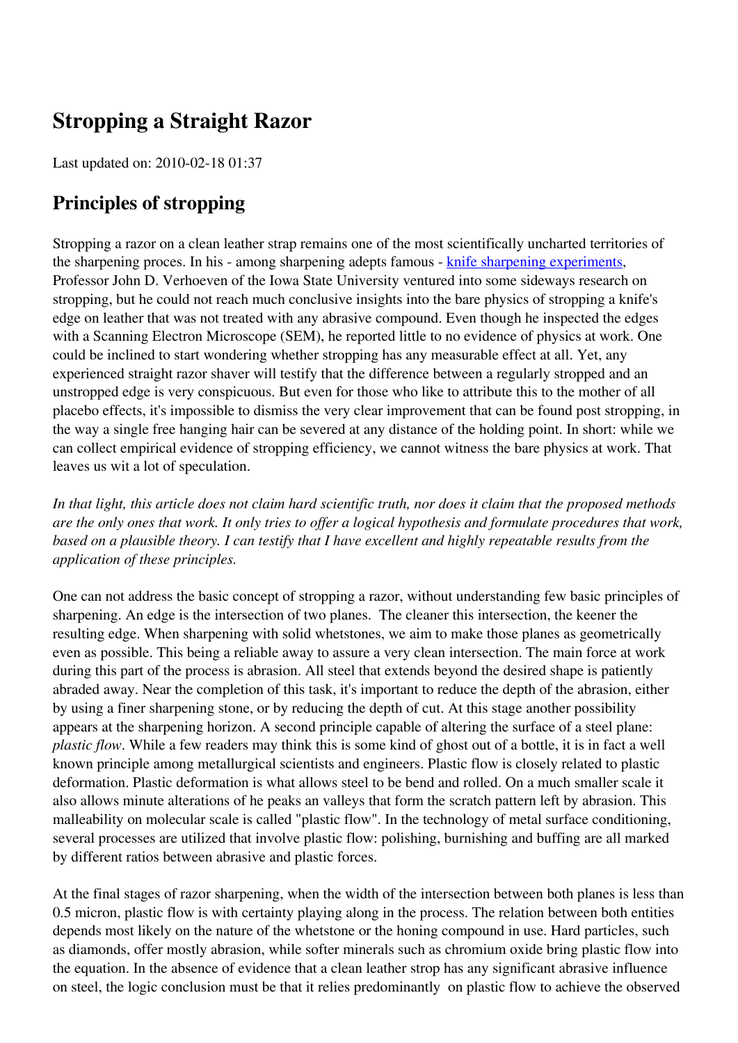# Stropping a Straight Razor

Last updated on: 2010-02-18 01:37

## Principles of stropping

Stropping a razor on a clean leather strap remains one of the most scientifically uncharted territories of the sharpening proces. In his - among sharpening adepts famous - [knife sharpening experiments](), Professor John D. Verhoeven of the Iowa State University ventured into some sideways research on stropping, but he could not reach much conclusive insights into the bare physics of stropping a knife's edge on leather that was not treated with any abrasive compound. Even though he inspected the edges with a Scanning Electron Microscope (SEM), he reported little to no evidence of physics at work. One could be inclined to start wondering whether stropping has any measurable effect at all. Yet, any experienced straight razor shaver will testify that the difference between a regularly stropped and an unstropped edge is very conspicuous. But even for those who like to attribute this to the mother of all placebo effects, it's impossible to dismiss the very clear improvement that can be found post stropping, in the way a single free hanging hair can be severed at any distance of the holding point. In short: while we can collect empirical evidence of stropping efficiency, we cannot witness the bare physics at work. That leaves us wit a lot of speculation.

*In that light, this article does not claim hard scientific truth, nor does it claim that the proposed methods are the only ones that work. It only tries to offer a logical hypothesis and formulate procedures that work, based on a plausible theory. I can testify that I have excellent and highly repeatable results from the application of these principles.*

One can not address the basic concept of stropping a razor, without understanding few basic principles of sharpening. An edge is the intersection of two planes. The cleaner this intersection, the keener the resulting edge. When sharpening with solid whetstones, we aim to make those planes as geometrically even as possible. This being a reliable away to assure a very clean intersection. The main force at work during this part of the process is abrasion. All steel that extends beyond the desired shape is patiently abraded away. Near the completion of this task, it's important to reduce the depth of the abrasion, either by using a finer sharpening stone, or by reducing the depth of cut. At this stage another possibility appears at the sharpening horizon. A second principle capable of altering the surface of a steel plane: *plastic flow*. While a few readers may think this is some kind of ghost out of a bottle, it is in fact a well known principle among metallurgical scientists and engineers. Plastic flow is closely related to plastic deformation. Plastic deformation is what allows steel to be bend and rolled. On a much smaller scale it also allows minute alterations of he peaks an valleys that form the scratch pattern left by abrasion. This malleability on molecular scale is called "plastic flow". In the technology of metal surface conditioning, several processes are utilized that involve plastic flow: polishing, burnishing and buffing are all marked by different ratios between abrasive and plastic forces.

At the final stages of razor sharpening, when the width of the intersection between both planes is less than 0.5 micron, plastic flow is with certainty playing along in the process. The relation between both entities depends most likely on the nature of the whetstone or the honing compound in use. Hard particles, such as diamonds, offer mostly abrasion, while softer minerals such as chromium oxide bring plastic flow into the equation. In the absence of evidence that a clean leather strop has any significant abrasive influence on steel, the logic conclusion must be that it relies predominantly on plastic flow to achieve the observed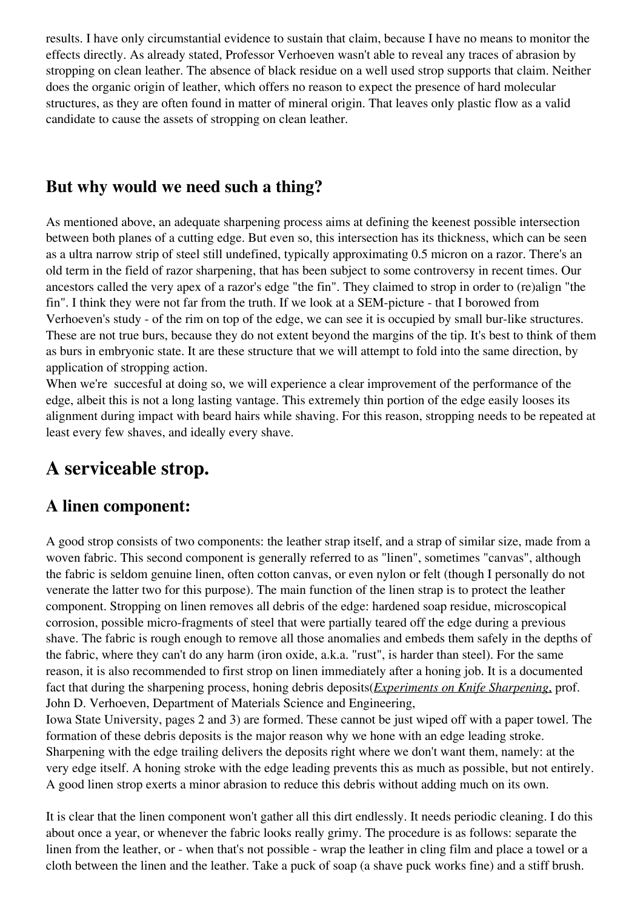results. I have only circumstantial evidence to sustain that claim, because I have no means to monitor the effects directly. As already stated, Professor Verhoeven wasn't able to reveal any traces of abrasion by stropping on clean leather. The absence of black residue on a well used strop supports that claim. Neither does the organic origin of leather, which offers no reason to expect the presence of hard molecular structures, as they are often found in matter of mineral origin. That leaves only plastic flow as a valid candidate to cause the assets of stropping on clean leather.

### But why would we need such a thing?

As mentioned above, an adequate sharpening process aims at defining the keenest possible intersection between both planes of a cutting edge. But even so, this intersection has its thickness, which can be seen as a ultra narrow strip of steel still undefined, typically approximating 0.5 micron on a razor. There's an old term in the field of razor sharpening, that has been subject to some controversy in recent times. Our ancestors called the very apex of a razor's edge "the fin". They claimed to strop in order to (re)align "the fin". I think they were not far from the truth. If we look at a SEM-picture - that I borowed from Verhoeven's study - of the rim on top of the edge, we can see it is occupied by small bur-like structures. These are not true burs, because they do not extent beyond the margins of the tip. It's best to think of them as burs in embryonic state. It are these structure that we will attempt to fold into the same direction, by application of stropping action.
When we're succesful at doing so, we will experience a clear improvement of the performance of the edge, albeit this is not a long lasting vantage. This extremely thin portion of the edge easily looses its alignment during impact with beard hairs while shaving. For this reason, stropping needs to be repeated at least every few shaves, and ideally every shave.

## A serviceable strop.

### A linen component:

A good strop consists of two components: the leather strap itself, and a strap of similar size, made from a woven fabric. This second component is generally referred to as "linen", sometimes "canvas", although the fabric is seldom genuine linen, often cotton canvas, or even nylon or felt (though I personally do not venerate the latter two for this purpose). The main function of the linen strap is to protect the leather component. Stropping on linen removes all debris of the edge: hardened soap residue, microscopical corrosion, possible micro-fragments of steel that were partially teared off the edge during a previous shave. The fabric is rough enough to remove all those anomalies and embeds them safely in the depths of the fabric, where they can't do any harm (iron oxide, a.k.a. "rust", is harder than steel). For the same reason, it is also recommended to first strop on linen immediately after a honing job. It is a documented fact that during the sharpening process, honing debris deposits(*Experiments on Knife Sharpening*, prof. John D. Verhoeven, Department of Materials Science and Engineering,
Iowa State University, pages 2 and 3) are formed. These cannot be just wiped off with a paper towel. The formation of these debris deposits is the major reason why we hone with an edge leading stroke. Sharpening with the edge trailing delivers the deposits right where we don't want them, namely: at the very edge itself. A honing stroke with the edge leading prevents this as much as possible, but not entirely. A good linen strop exerts a minor abrasion to reduce this debris without adding much on its own.

It is clear that the linen component won't gather all this dirt endlessly. It needs periodic cleaning. I do this about once a year, or whenever the fabric looks really grimy. The procedure is as follows: separate the linen from the leather, or - when that's not possible - wrap the leather in cling film and place a towel or a cloth between the linen and the leather. Take a puck of soap (a shave puck works fine) and a stiff brush.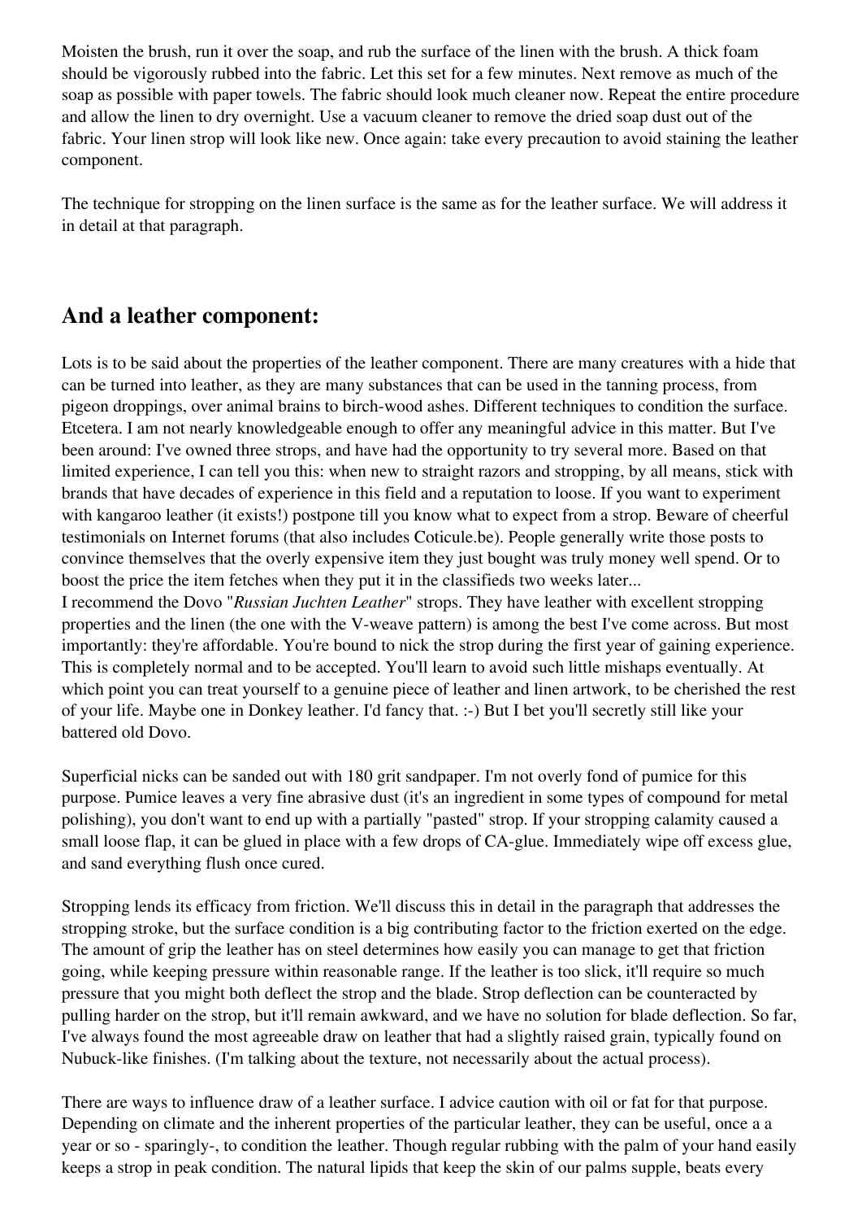Moisten the brush, run it over the soap, and rub the surface of the linen with the brush. A thick foam should be vigorously rubbed into the fabric. Let this set for a few minutes. Next remove as much of the soap as possible with paper towels. The fabric should look much cleaner now. Repeat the entire procedure and allow the linen to dry overnight. Use a vacuum cleaner to remove the dried soap dust out of the fabric. Your linen strop will look like new. Once again: take every precaution to avoid staining the leather component.

The technique for stropping on the linen surface is the same as for the leather surface. We will address it in detail at that paragraph.

## And a leather component:

Lots is to be said about the properties of the leather component. There are many creatures with a hide that can be turned into leather, as they are many substances that can be used in the tanning process, from pigeon droppings, over animal brains to birch-wood ashes. Different techniques to condition the surface. Etcetera. I am not nearly knowledgeable enough to offer any meaningful advice in this matter. But I've been around: I've owned three strops, and have had the opportunity to try several more. Based on that limited experience, I can tell you this: when new to straight razors and stropping, by all means, stick with brands that have decades of experience in this field and a reputation to loose. If you want to experiment with kangaroo leather (it exists!) postpone till you know what to expect from a strop. Beware of cheerful testimonials on Internet forums (that also includes Coticule.be). People generally write those posts to convince themselves that the overly expensive item they just bought was truly money well spend. Or to boost the price the item fetches when they put it in the classifieds two weeks later...
I recommend the Dovo "*Russian Juchten Leather*" strops. They have leather with excellent stropping properties and the linen (the one with the V-weave pattern) is among the best I've come across. But most importantly: they're affordable. You're bound to nick the strop during the first year of gaining experience. This is completely normal and to be accepted. You'll learn to avoid such little mishaps eventually. At which point you can treat yourself to a genuine piece of leather and linen artwork, to be cherished the rest of your life. Maybe one in Donkey leather. I'd fancy that. :-) But I bet you'll secretly still like your battered old Dovo.

Superficial nicks can be sanded out with 180 grit sandpaper. I'm not overly fond of pumice for this purpose. Pumice leaves a very fine abrasive dust (it's an ingredient in some types of compound for metal polishing), you don't want to end up with a partially "pasted" strop. If your stropping calamity caused a small loose flap, it can be glued in place with a few drops of CA-glue. Immediately wipe off excess glue, and sand everything flush once cured.

Stropping lends its efficacy from friction. We'll discuss this in detail in the paragraph that addresses the stropping stroke, but the surface condition is a big contributing factor to the friction exerted on the edge. The amount of grip the leather has on steel determines how easily you can manage to get that friction going, while keeping pressure within reasonable range. If the leather is too slick, it'll require so much pressure that you might both deflect the strop and the blade. Strop deflection can be counteracted by pulling harder on the strop, but it'll remain awkward, and we have no solution for blade deflection. So far, I've always found the most agreeable draw on leather that had a slightly raised grain, typically found on Nubuck-like finishes. (I'm talking about the texture, not necessarily about the actual process).

There are ways to influence draw of a leather surface. I advice caution with oil or fat for that purpose. Depending on climate and the inherent properties of the particular leather, they can be useful, once a a year or so - sparingly-, to condition the leather. Though regular rubbing with the palm of your hand easily keeps a strop in peak condition. The natural lipids that keep the skin of our palms supple, beats every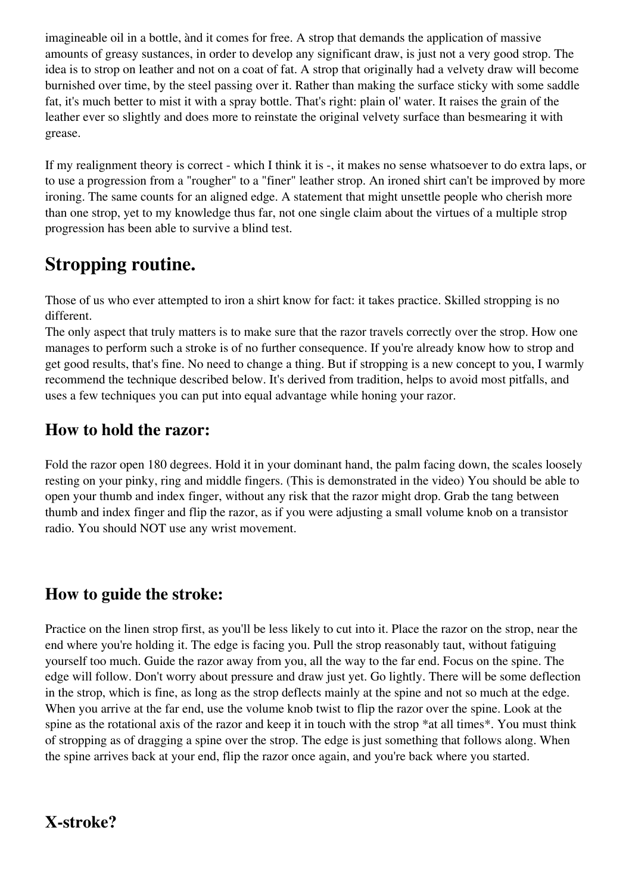imagineable oil in a bottle, ànd it comes for free. A strop that demands the application of massive amounts of greasy sustances, in order to develop any significant draw, is just not a very good strop. The idea is to strop on leather and not on a coat of fat. A strop that originally had a velvety draw will become burnished over time, by the steel passing over it. Rather than making the surface sticky with some saddle fat, it's much better to mist it with a spray bottle. That's right: plain ol' water. It raises the grain of the leather ever so slightly and does more to reinstate the original velvety surface than besmearing it with grease.

If my realignment theory is correct - which I think it is -, it makes no sense whatsoever to do extra laps, or to use a progression from a "rougher" to a "finer" leather strop. An ironed shirt can't be improved by more ironing. The same counts for an aligned edge. A statement that might unsettle people who cherish more than one strop, yet to my knowledge thus far, not one single claim about the virtues of a multiple strop progression has been able to survive a blind test.

## Stropping routine.

Those of us who ever attempted to iron a shirt know for fact: it takes practice. Skilled stropping is no different.
The only aspect that truly matters is to make sure that the razor travels correctly over the strop. How one manages to perform such a stroke is of no further consequence. If you're already know how to strop and get good results, that's fine. No need to change a thing. But if stropping is a new concept to you, I warmly recommend the technique described below. It's derived from tradition, helps to avoid most pitfalls, and uses a few techniques you can put into equal advantage while honing your razor.

### How to hold the razor:

Fold the razor open 180 degrees. Hold it in your dominant hand, the palm facing down, the scales loosely resting on your pinky, ring and middle fingers. (This is demonstrated in the video) You should be able to open your thumb and index finger, without any risk that the razor might drop. Grab the tang between thumb and index finger and flip the razor, as if you were adjusting a small volume knob on a transistor radio. You should NOT use any wrist movement.

### How to guide the stroke:

Practice on the linen strop first, as you'll be less likely to cut into it. Place the razor on the strop, near the end where you're holding it. The edge is facing you. Pull the strop reasonably taut, without fatiguing yourself too much. Guide the razor away from you, all the way to the far end. Focus on the spine. The edge will follow. Don't worry about pressure and draw just yet. Go lightly. There will be some deflection in the strop, which is fine, as long as the strop deflects mainly at the spine and not so much at the edge. When you arrive at the far end, use the volume knob twist to flip the razor over the spine. Look at the spine as the rotational axis of the razor and keep it in touch with the strop *at all times*. You must think of stropping as of dragging a spine over the strop. The edge is just something that follows along. When the spine arrives back at your end, flip the razor once again, and you're back where you started.

### X-stroke?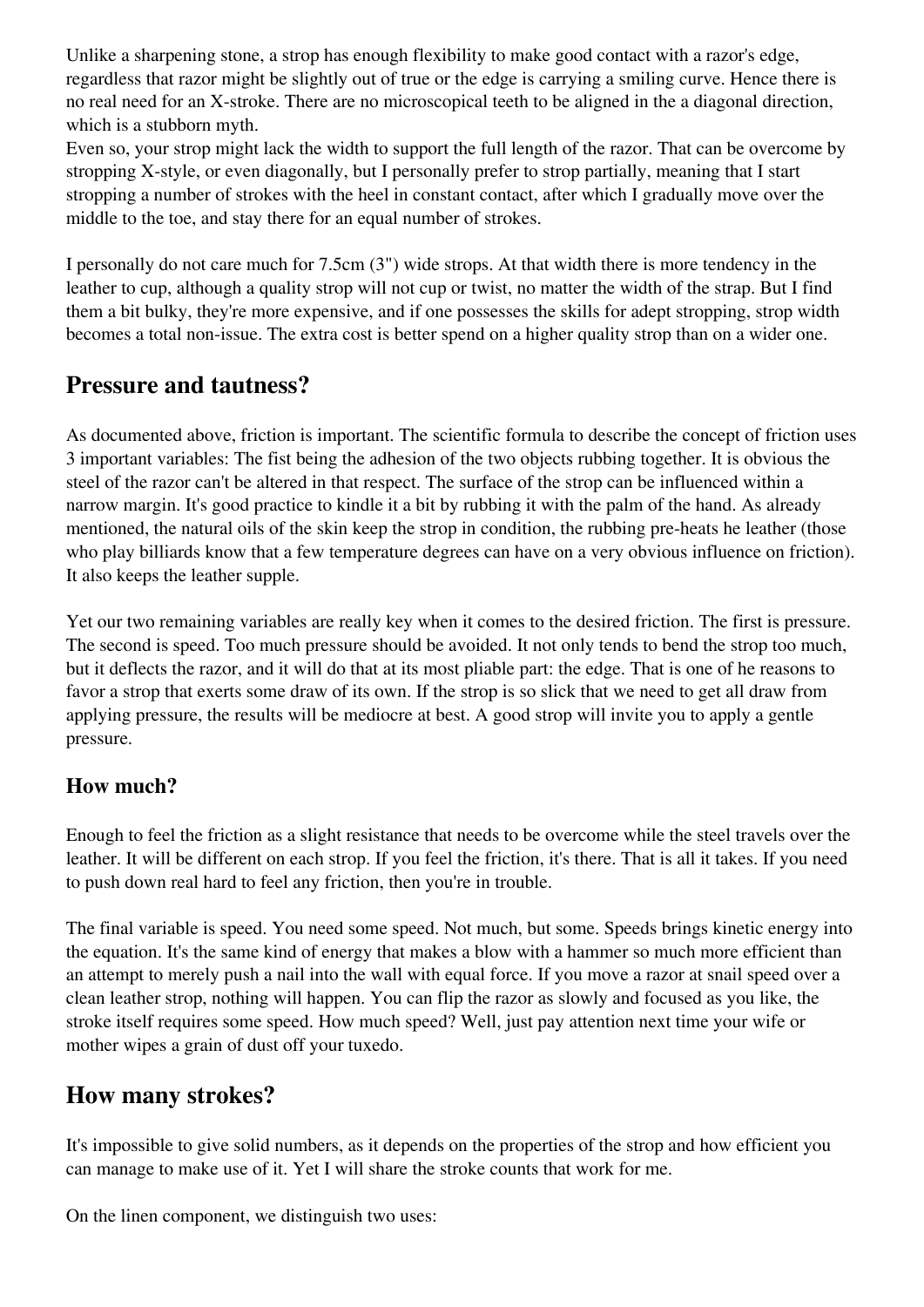Unlike a sharpening stone, a strop has enough flexibility to make good contact with a razor's edge, regardless that razor might be slightly out of true or the edge is carrying a smiling curve. Hence there is no real need for an X-stroke. There are no microscopical teeth to be aligned in the a diagonal direction, which is a stubborn myth.
Even so, your strop might lack the width to support the full length of the razor. That can be overcome by stropping X-style, or even diagonally, but I personally prefer to strop partially, meaning that I start stropping a number of strokes with the heel in constant contact, after which I gradually move over the middle to the toe, and stay there for an equal number of strokes.

I personally do not care much for 7.5cm (3") wide strops. At that width there is more tendency in the leather to cup, although a quality strop will not cup or twist, no matter the width of the strap. But I find them a bit bulky, they're more expensive, and if one possesses the skills for adept stropping, strop width becomes a total non-issue. The extra cost is better spend on a higher quality strop than on a wider one.

## Pressure and tautness?

As documented above, friction is important. The scientific formula to describe the concept of friction uses 3 important variables: The fist being the adhesion of the two objects rubbing together. It is obvious the steel of the razor can't be altered in that respect. The surface of the strop can be influenced within a narrow margin. It's good practice to kindle it a bit by rubbing it with the palm of the hand. As already mentioned, the natural oils of the skin keep the strop in condition, the rubbing pre-heats he leather (those who play billiards know that a few temperature degrees can have on a very obvious influence on friction). It also keeps the leather supple.

Yet our two remaining variables are really key when it comes to the desired friction. The first is pressure. The second is speed. Too much pressure should be avoided. It not only tends to bend the strop too much, but it deflects the razor, and it will do that at its most pliable part: the edge. That is one of he reasons to favor a strop that exerts some draw of its own. If the strop is so slick that we need to get all draw from applying pressure, the results will be mediocre at best. A good strop will invite you to apply a gentle pressure.

### How much?

Enough to feel the friction as a slight resistance that needs to be overcome while the steel travels over the leather. It will be different on each strop. If you feel the friction, it's there. That is all it takes. If you need to push down real hard to feel any friction, then you're in trouble.

The final variable is speed. You need some speed. Not much, but some. Speeds brings kinetic energy into the equation. It's the same kind of energy that makes a blow with a hammer so much more efficient than an attempt to merely push a nail into the wall with equal force. If you move a razor at snail speed over a clean leather strop, nothing will happen. You can flip the razor as slowly and focused as you like, the stroke itself requires some speed. How much speed? Well, just pay attention next time your wife or mother wipes a grain of dust off your tuxedo.

## How many strokes?

It's impossible to give solid numbers, as it depends on the properties of the strop and how efficient you can manage to make use of it. Yet I will share the stroke counts that work for me.

On the linen component, we distinguish two uses: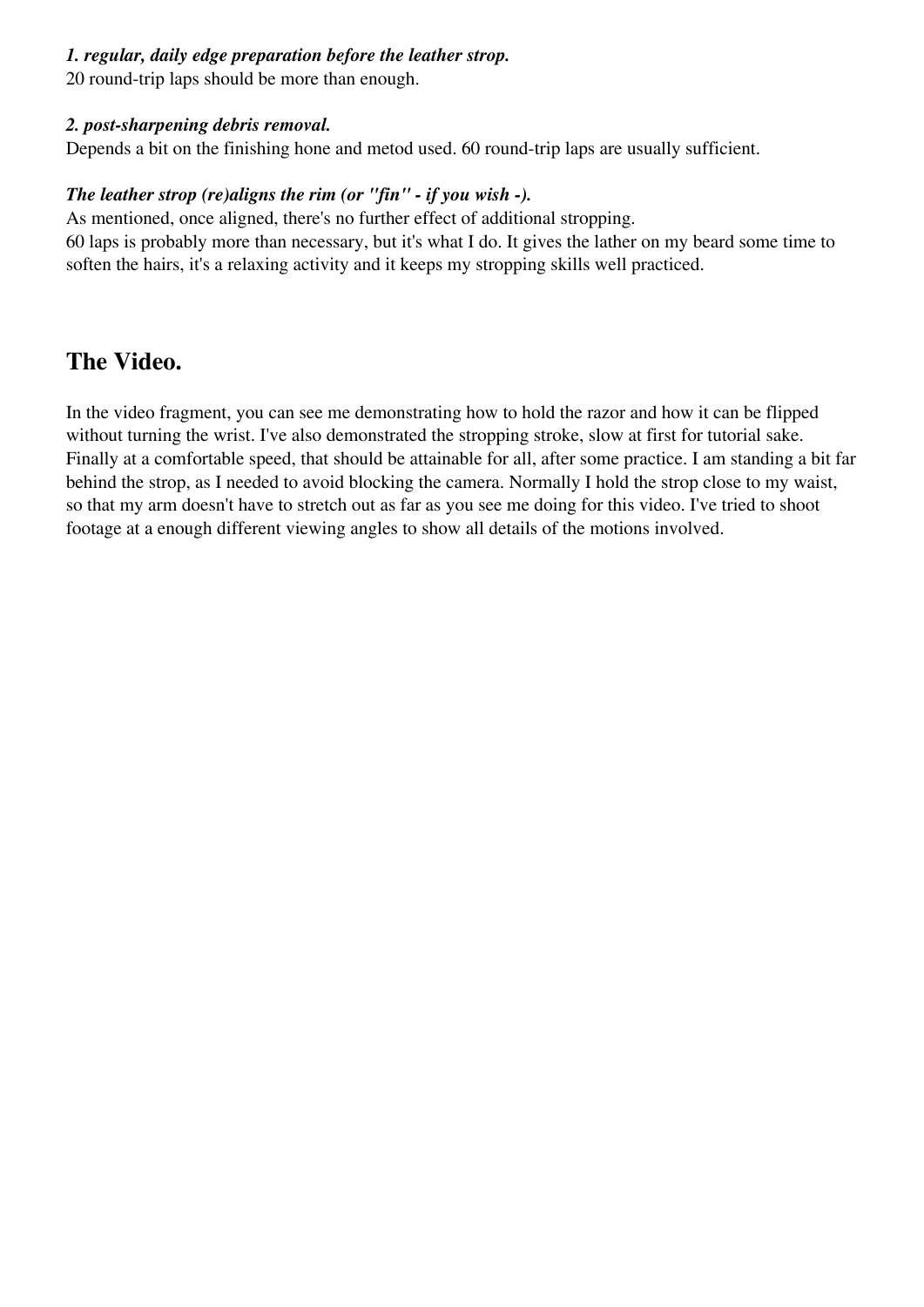***1. regular, daily edge preparation before the leather strop.***
20 round-trip laps should be more than enough.

***2. post-sharpening debris removal.***
Depends a bit on the finishing hone and metod used. 60 round-trip laps are usually sufficient.

***The leather strop (re)aligns the rim (or "fin" - if you wish -).***
As mentioned, once aligned, there's no further effect of additional stropping.
60 laps is probably more than necessary, but it's what I do. It gives the lather on my beard some time to soften the hairs, it's a relaxing activity and it keeps my stropping skills well practiced.

## The Video.

In the video fragment, you can see me demonstrating how to hold the razor and how it can be flipped without turning the wrist. I've also demonstrated the stropping stroke, slow at first for tutorial sake. Finally at a comfortable speed, that should be attainable for all, after some practice. I am standing a bit far behind the strop, as I needed to avoid blocking the camera. Normally I hold the strop close to my waist, so that my arm doesn't have to stretch out as far as you see me doing for this video. I've tried to shoot footage at a enough different viewing angles to show all details of the motions involved.